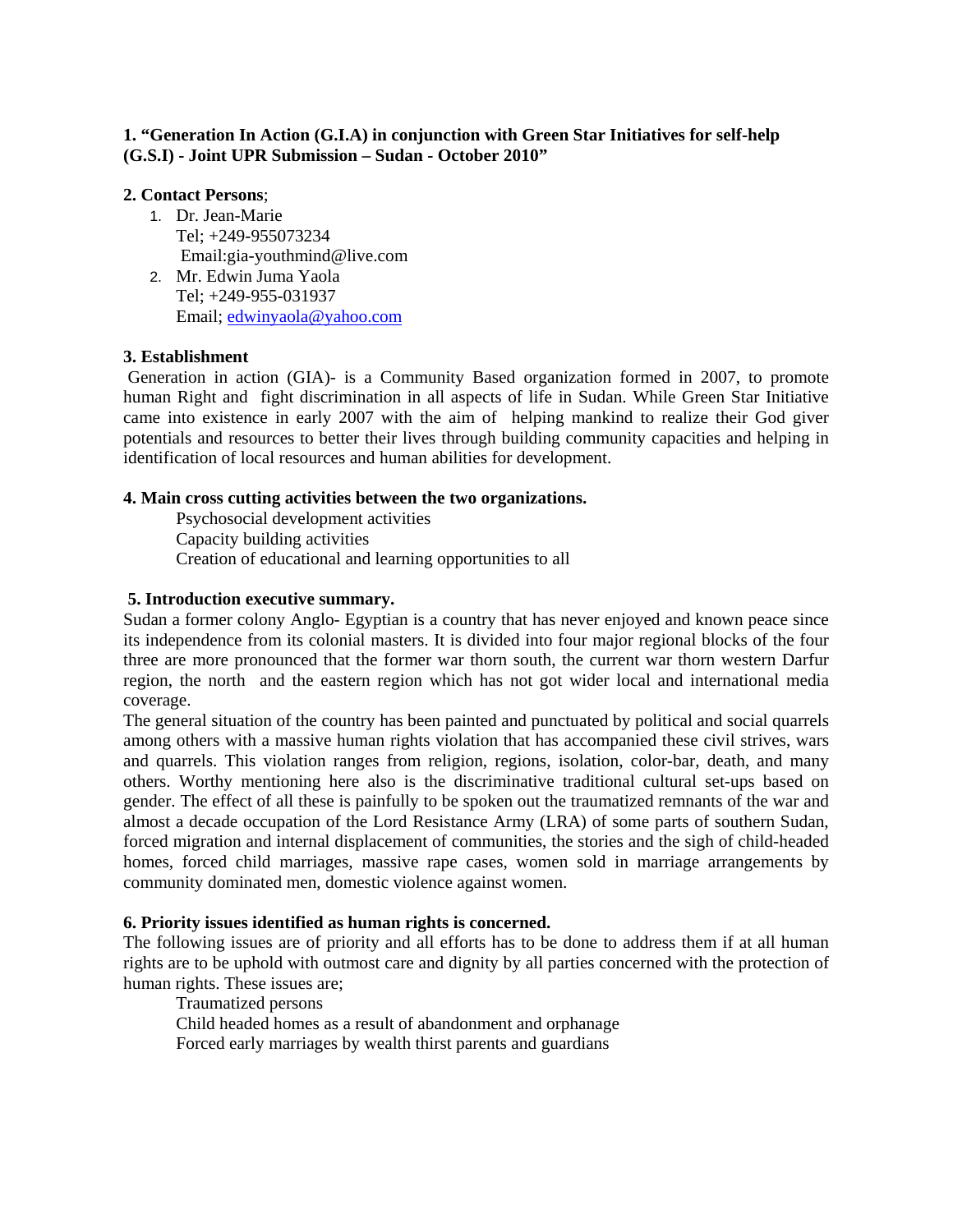**1. "Generation In Action (G.I.A) in conjunction with Green Star Initiatives for self-help (G.S.I) - Joint UPR Submission – Sudan - October 2010"**

**2. Contact Persons**;

1. Dr. Jean-Marie
   Tel; +249-955073234
   Email:gia-youthmind@live.com
2. Mr. Edwin Juma Yaola
   Tel; +249-955-031937
   Email; edwinyaola@yahoo.com

**3. Establishment**

Generation in action (GIA)- is a Community Based organization formed in 2007, to promote human Right and fight discrimination in all aspects of life in Sudan. While Green Star Initiative came into existence in early 2007 with the aim of helping mankind to realize their God giver potentials and resources to better their lives through building community capacities and helping in identification of local resources and human abilities for development.

**4. Main cross cutting activities between the two organizations.**

Psychosocial development activities
Capacity building activities
Creation of educational and learning opportunities to all

**5. Introduction executive summary.**

Sudan a former colony Anglo- Egyptian is a country that has never enjoyed and known peace since its independence from its colonial masters. It is divided into four major regional blocks of the four three are more pronounced that the former war thorn south, the current war thorn western Darfur region, the north and the eastern region which has not got wider local and international media coverage.

The general situation of the country has been painted and punctuated by political and social quarrels among others with a massive human rights violation that has accompanied these civil strives, wars and quarrels. This violation ranges from religion, regions, isolation, color-bar, death, and many others. Worthy mentioning here also is the discriminative traditional cultural set-ups based on gender. The effect of all these is painfully to be spoken out the traumatized remnants of the war and almost a decade occupation of the Lord Resistance Army (LRA) of some parts of southern Sudan, forced migration and internal displacement of communities, the stories and the sigh of child-headed homes, forced child marriages, massive rape cases, women sold in marriage arrangements by community dominated men, domestic violence against women.

**6. Priority issues identified as human rights is concerned.**

The following issues are of priority and all efforts has to be done to address them if at all human rights are to be uphold with outmost care and dignity by all parties concerned with the protection of human rights. These issues are;

Traumatized persons
Child headed homes as a result of abandonment and orphanage
Forced early marriages by wealth thirst parents and guardians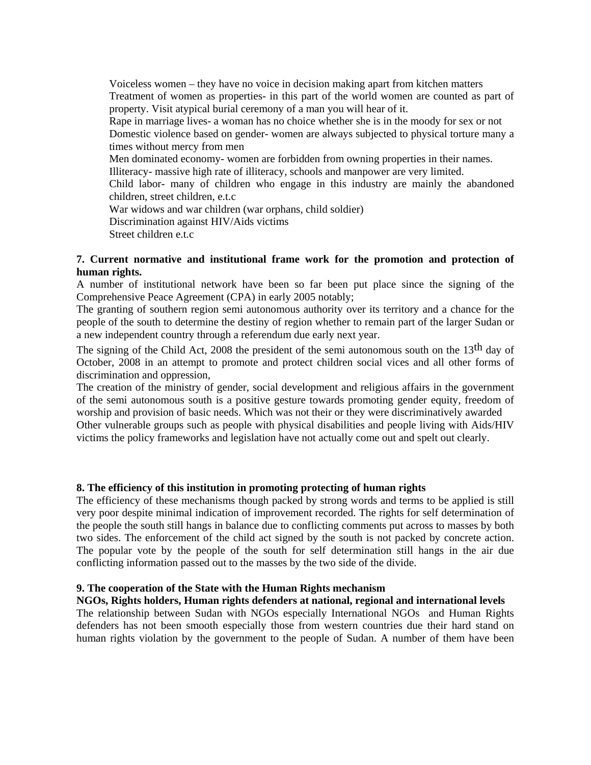Voiceless women – they have no voice in decision making apart from kitchen matters

Treatment of women as properties- in this part of the world women are counted as part of property. Visit atypical burial ceremony of a man you will hear of it.

Rape in marriage lives- a woman has no choice whether she is in the moody for sex or not

Domestic violence based on gender- women are always subjected to physical torture many a times without mercy from men

Men dominated economy- women are forbidden from owning properties in their names.

Illiteracy- massive high rate of illiteracy, schools and manpower are very limited.

Child labor- many of children who engage in this industry are mainly the abandoned children, street children, e.t.c

War widows and war children (war orphans, child soldier)

Discrimination against HIV/Aids victims

Street children e.t.c

**7. Current normative and institutional frame work for the promotion and protection of human rights.**

A number of institutional network have been so far been put place since the signing of the Comprehensive Peace Agreement (CPA) in early 2005 notably;

The granting of southern region semi autonomous authority over its territory and a chance for the people of the south to determine the destiny of region whether to remain part of the larger Sudan or a new independent country through a referendum due early next year.

The signing of the Child Act, 2008 the president of the semi autonomous south on the 13th day of October, 2008 in an attempt to promote and protect children social vices and all other forms of discrimination and oppression,

The creation of the ministry of gender, social development and religious affairs in the government of the semi autonomous south is a positive gesture towards promoting gender equity, freedom of worship and provision of basic needs. Which was not their or they were discriminatively awarded

Other vulnerable groups such as people with physical disabilities and people living with Aids/HIV victims the policy frameworks and legislation have not actually come out and spelt out clearly.

**8. The efficiency of this institution in promoting protecting of human rights**

The efficiency of these mechanisms though packed by strong words and terms to be applied is still very poor despite minimal indication of improvement recorded. The rights for self determination of the people the south still hangs in balance due to conflicting comments put across to masses by both two sides. The enforcement of the child act signed by the south is not packed by concrete action. The popular vote by the people of the south for self determination still hangs in the air due conflicting information passed out to the masses by the two side of the divide.

**9. The cooperation of the State with the Human Rights mechanism**

**NGOs, Rights holders, Human rights defenders at national, regional and international levels**

The relationship between Sudan with NGOs especially International NGOs and Human Rights defenders has not been smooth especially those from western countries due their hard stand on human rights violation by the government to the people of Sudan. A number of them have been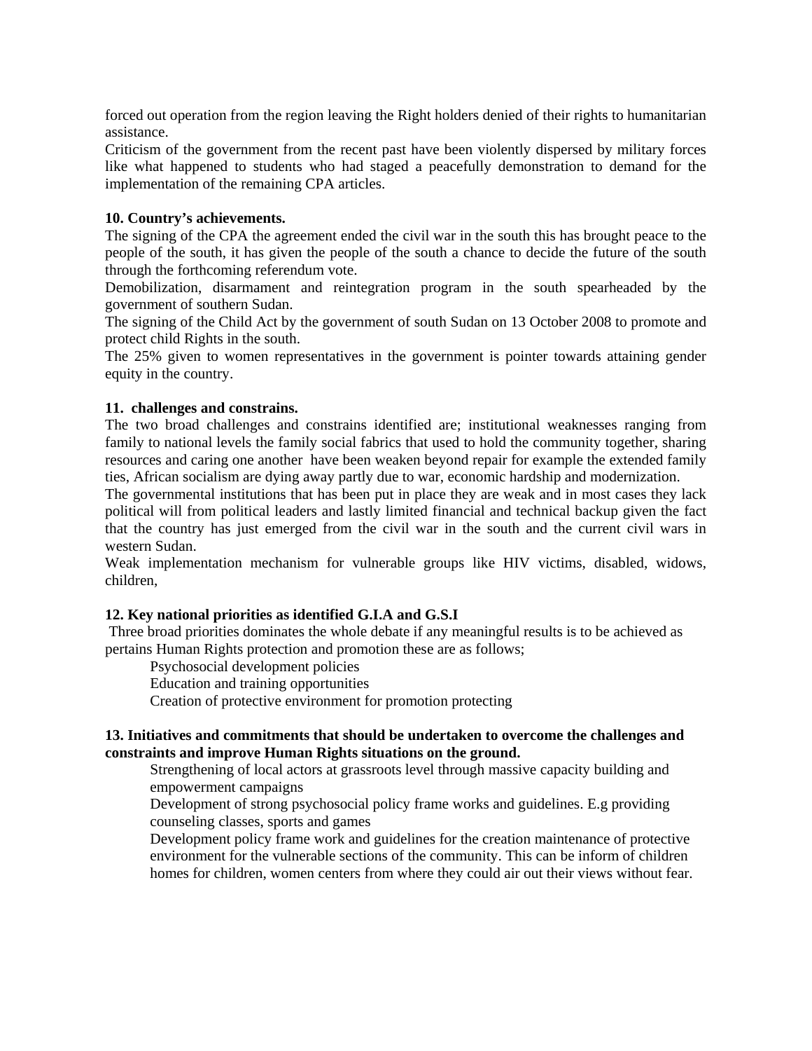forced out operation from the region leaving the Right holders denied of their rights to humanitarian assistance.

Criticism of the government from the recent past have been violently dispersed by military forces like what happened to students who had staged a peacefully demonstration to demand for the implementation of the remaining CPA articles.

**10. Country's achievements.**

The signing of the CPA the agreement ended the civil war in the south this has brought peace to the people of the south, it has given the people of the south a chance to decide the future of the south through the forthcoming referendum vote.

Demobilization, disarmament and reintegration program in the south spearheaded by the government of southern Sudan.

The signing of the Child Act by the government of south Sudan on 13 October 2008 to promote and protect child Rights in the south.

The 25% given to women representatives in the government is pointer towards attaining gender equity in the country.

**11. challenges and constrains.**

The two broad challenges and constrains identified are; institutional weaknesses ranging from family to national levels the family social fabrics that used to hold the community together, sharing resources and caring one another have been weaken beyond repair for example the extended family ties, African socialism are dying away partly due to war, economic hardship and modernization.

The governmental institutions that has been put in place they are weak and in most cases they lack political will from political leaders and lastly limited financial and technical backup given the fact that the country has just emerged from the civil war in the south and the current civil wars in western Sudan.

Weak implementation mechanism for vulnerable groups like HIV victims, disabled, widows, children,

**12. Key national priorities as identified G.I.A and G.S.I**

Three broad priorities dominates the whole debate if any meaningful results is to be achieved as pertains Human Rights protection and promotion these are as follows;

- Psychosocial development policies
- Education and training opportunities
- Creation of protective environment for promotion protecting

**13. Initiatives and commitments that should be undertaken to overcome the challenges and constraints and improve Human Rights situations on the ground.**

- Strengthening of local actors at grassroots level through massive capacity building and empowerment campaigns
- Development of strong psychosocial policy frame works and guidelines. E.g providing counseling classes, sports and games
- Development policy frame work and guidelines for the creation maintenance of protective environment for the vulnerable sections of the community. This can be inform of children homes for children, women centers from where they could air out their views without fear.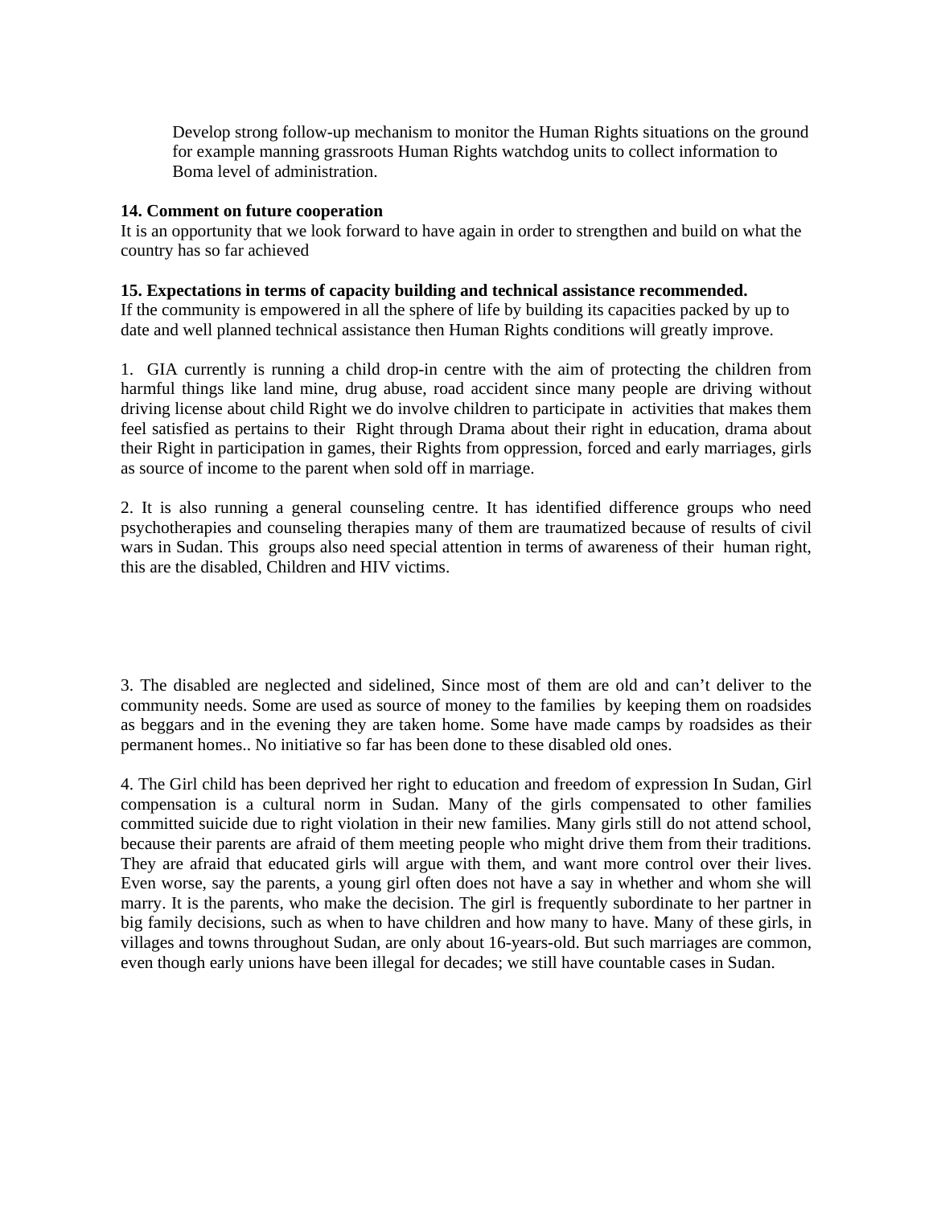Develop strong follow-up mechanism to monitor the Human Rights situations on the ground for example manning grassroots Human Rights watchdog units to collect information to Boma level of administration.

**14. Comment on future cooperation**

It is an opportunity that we look forward to have again in order to strengthen and build on what the country has so far achieved

**15. Expectations in terms of capacity building and technical assistance recommended.**

If the community is empowered in all the sphere of life by building its capacities packed by up to date and well planned technical assistance then Human Rights conditions will greatly improve.

1. GIA currently is running a child drop-in centre with the aim of protecting the children from harmful things like land mine, drug abuse, road accident since many people are driving without driving license about child Right we do involve children to participate in activities that makes them feel satisfied as pertains to their Right through Drama about their right in education, drama about their Right in participation in games, their Rights from oppression, forced and early marriages, girls as source of income to the parent when sold off in marriage.

2. It is also running a general counseling centre. It has identified difference groups who need psychotherapies and counseling therapies many of them are traumatized because of results of civil wars in Sudan. This groups also need special attention in terms of awareness of their human right, this are the disabled, Children and HIV victims.

3. The disabled are neglected and sidelined, Since most of them are old and can't deliver to the community needs. Some are used as source of money to the families by keeping them on roadsides as beggars and in the evening they are taken home. Some have made camps by roadsides as their permanent homes.. No initiative so far has been done to these disabled old ones.

4. The Girl child has been deprived her right to education and freedom of expression In Sudan, Girl compensation is a cultural norm in Sudan. Many of the girls compensated to other families committed suicide due to right violation in their new families. Many girls still do not attend school, because their parents are afraid of them meeting people who might drive them from their traditions. They are afraid that educated girls will argue with them, and want more control over their lives. Even worse, say the parents, a young girl often does not have a say in whether and whom she will marry. It is the parents, who make the decision. The girl is frequently subordinate to her partner in big family decisions, such as when to have children and how many to have. Many of these girls, in villages and towns throughout Sudan, are only about 16-years-old. But such marriages are common, even though early unions have been illegal for decades; we still have countable cases in Sudan.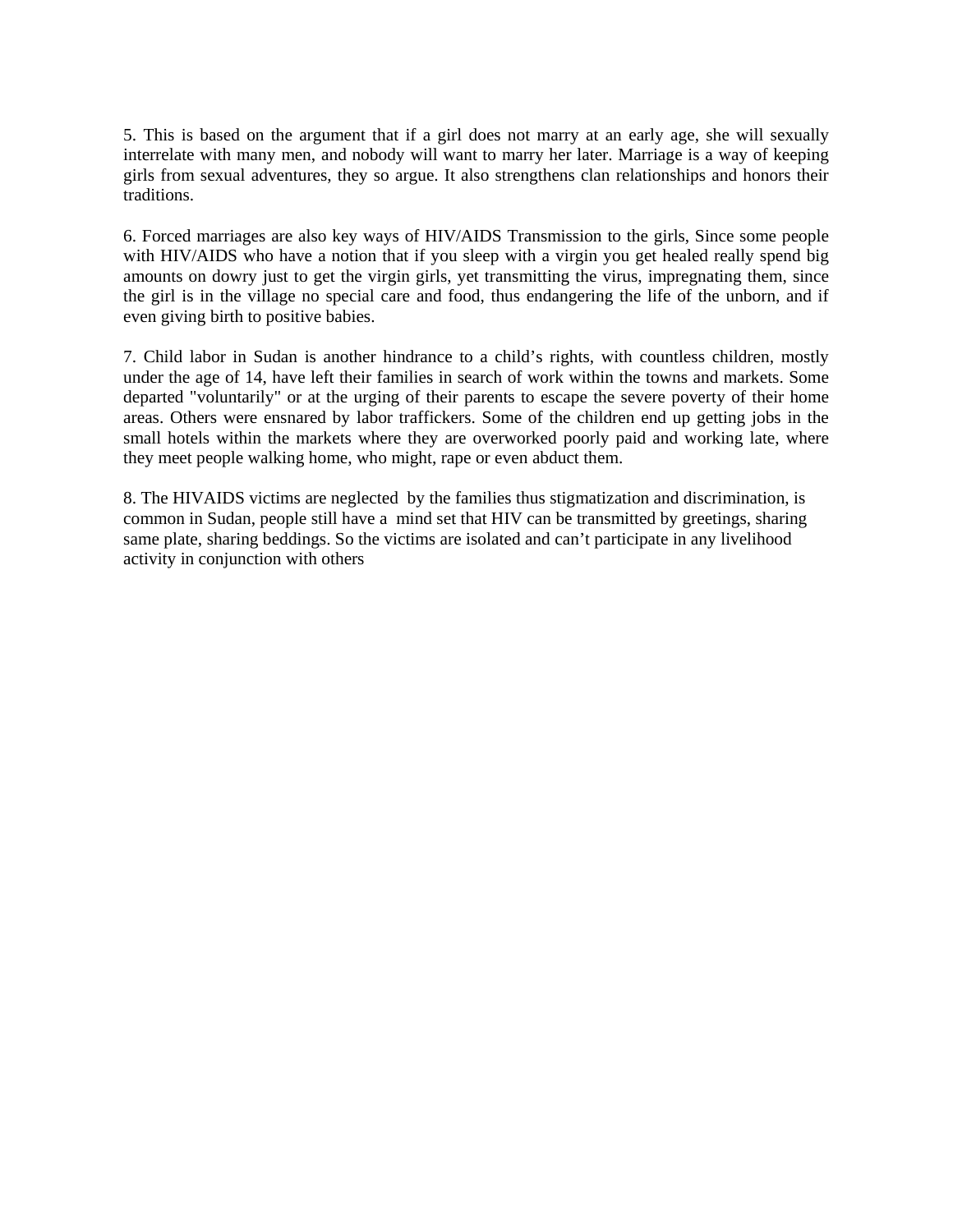5. This is based on the argument that if a girl does not marry at an early age, she will sexually interrelate with many men, and nobody will want to marry her later. Marriage is a way of keeping girls from sexual adventures, they so argue. It also strengthens clan relationships and honors their traditions.

6. Forced marriages are also key ways of HIV/AIDS Transmission to the girls, Since some people with HIV/AIDS who have a notion that if you sleep with a virgin you get healed really spend big amounts on dowry just to get the virgin girls, yet transmitting the virus, impregnating them, since the girl is in the village no special care and food, thus endangering the life of the unborn, and if even giving birth to positive babies.

7. Child labor in Sudan is another hindrance to a child's rights, with countless children, mostly under the age of 14, have left their families in search of work within the towns and markets. Some departed "voluntarily" or at the urging of their parents to escape the severe poverty of their home areas. Others were ensnared by labor traffickers. Some of the children end up getting jobs in the small hotels within the markets where they are overworked poorly paid and working late, where they meet people walking home, who might, rape or even abduct them.

8. The HIVAIDS victims are neglected by the families thus stigmatization and discrimination, is common in Sudan, people still have a mind set that HIV can be transmitted by greetings, sharing same plate, sharing beddings. So the victims are isolated and can't participate in any livelihood activity in conjunction with others